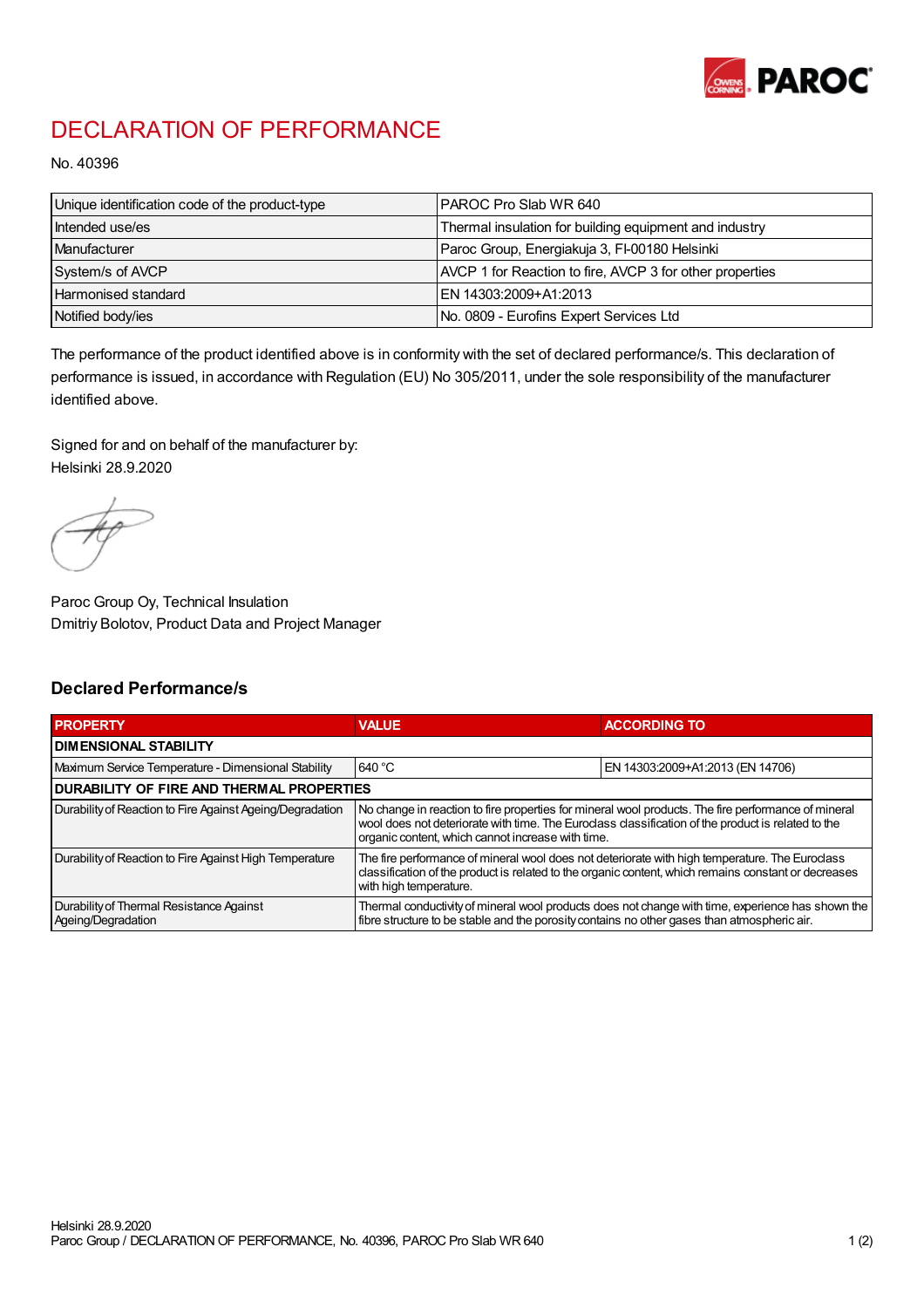# DECLARATION OF PERFORMANCE

No. 40396

| | |
|---|---|
| Unique identification code of the product-type | PAROC Pro Slab WR 640 |
| Intended use/es | Thermal insulation for building equipment and industry |
| Manufacturer | Paroc Group, Energiakuja 3, FI-00180 Helsinki |
| System/s of AVCP | AVCP 1 for Reaction to fire, AVCP 3 for other properties |
| Harmonised standard | EN 14303:2009+A1:2013 |
| Notified body/ies | No. 0809 - Eurofins Expert Services Ltd |

The performance of the product identified above is in conformity with the set of declared performance/s. This declaration of performance is issued, in accordance with Regulation (EU) No 305/2011, under the sole responsibility of the manufacturer identified above.

Signed for and on behalf of the manufacturer by:
Helsinki 28.9.2020

Paroc Group Oy, Technical Insulation
Dmitriy Bolotov, Product Data and Project Manager

## Declared Performance/s

| PROPERTY | VALUE | ACCORDING TO |
|---|---|---|
| **DIMENSIONAL STABILITY** | | |
| Maximum Service Temperature - Dimensional Stability | 640 °C | EN 14303:2009+A1:2013 (EN 14706) |
| **DURABILITY OF FIRE AND THERMAL PROPERTIES** | | |
| Durability of Reaction to Fire Against Ageing/Degradation | No change in reaction to fire properties for mineral wool products. The fire performance of mineral wool does not deteriorate with time. The Euroclass classification of the product is related to the organic content, which cannot increase with time. | |
| Durability of Reaction to Fire Against High Temperature | The fire performance of mineral wool does not deteriorate with high temperature. The Euroclass classification of the product is related to the organic content, which remains constant or decreases with high temperature. | |
| Durability of Thermal Resistance Against Ageing/Degradation | Thermal conductivity of mineral wool products does not change with time, experience has shown the fibre structure to be stable and the porosity contains no other gases than atmospheric air. | |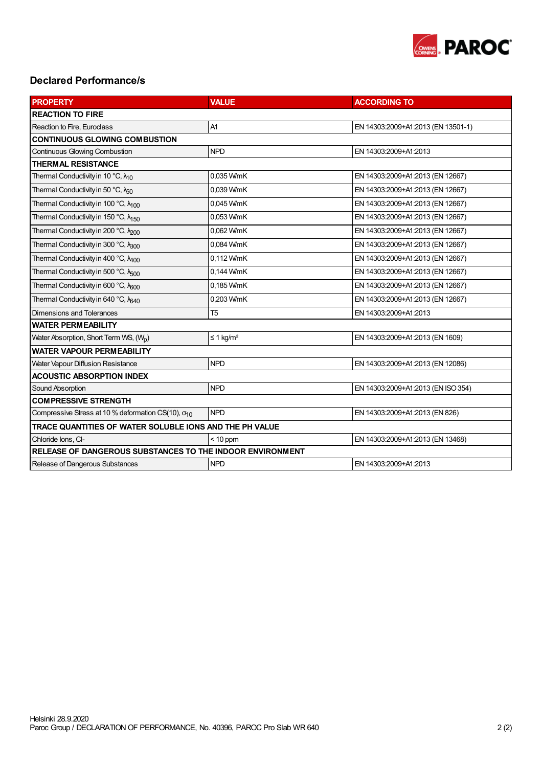## Declared Performance/s

| PROPERTY | VALUE | ACCORDING TO |
|---|---|---|
| **REACTION TO FIRE** | | |
| Reaction to Fire, Euroclass | A1 | EN 14303:2009+A1:2013 (EN 13501-1) |
| **CONTINUOUS GLOWING COMBUSTION** | | |
| Continuous Glowing Combustion | NPD | EN 14303:2009+A1:2013 |
| **THERMAL RESISTANCE** | | |
| Thermal Conductivity in 10 °C, $\lambda_{10}$ | 0,035 W/mK | EN 14303:2009+A1:2013 (EN 12667) |
| Thermal Conductivity in 50 °C, $\lambda_{50}$ | 0,039 W/mK | EN 14303:2009+A1:2013 (EN 12667) |
| Thermal Conductivity in 100 °C, $\lambda_{100}$ | 0,045 W/mK | EN 14303:2009+A1:2013 (EN 12667) |
| Thermal Conductivity in 150 °C, $\lambda_{150}$ | 0,053 W/mK | EN 14303:2009+A1:2013 (EN 12667) |
| Thermal Conductivity in 200 °C, $\lambda_{200}$ | 0,062 W/mK | EN 14303:2009+A1:2013 (EN 12667) |
| Thermal Conductivity in 300 °C, $\lambda_{300}$ | 0,084 W/mK | EN 14303:2009+A1:2013 (EN 12667) |
| Thermal Conductivity in 400 °C, $\lambda_{400}$ | 0,112 W/mK | EN 14303:2009+A1:2013 (EN 12667) |
| Thermal Conductivity in 500 °C, $\lambda_{500}$ | 0,144 W/mK | EN 14303:2009+A1:2013 (EN 12667) |
| Thermal Conductivity in 600 °C, $\lambda_{600}$ | 0,185 W/mK | EN 14303:2009+A1:2013 (EN 12667) |
| Thermal Conductivity in 640 °C, $\lambda_{640}$ | 0,203 W/mK | EN 14303:2009+A1:2013 (EN 12667) |
| Dimensions and Tolerances | T5 | EN 14303:2009+A1:2013 |
| **WATER PERMEABILITY** | | |
| Water Absorption, Short Term WS, ($W_p$) | ≤ 1 kg/m² | EN 14303:2009+A1:2013 (EN 1609) |
| **WATER VAPOUR PERMEABILITY** | | |
| Water Vapour Diffusion Resistance | NPD | EN 14303:2009+A1:2013 (EN 12086) |
| **ACOUSTIC ABSORPTION INDEX** | | |
| Sound Absorption | NPD | EN 14303:2009+A1:2013 (EN ISO 354) |
| **COMPRESSIVE STRENGTH** | | |
| Compressive Stress at 10 % deformation CS(10), $\sigma_{10}$ | NPD | EN 14303:2009+A1:2013 (EN 826) |
| **TRACE QUANTITIES OF WATER SOLUBLE IONS AND THE PH VALUE** | | |
| Chloride Ions, Cl- | < 10 ppm | EN 14303:2009+A1:2013 (EN 13468) |
| **RELEASE OF DANGEROUS SUBSTANCES TO THE INDOOR ENVIRONMENT** | | |
| Release of Dangerous Substances | NPD | EN 14303:2009+A1:2013 |

Helsinki 28.9.2020
Paroc Group / DECLARATION OF PERFORMANCE, No. 40396, PAROC Pro Slab WR 640